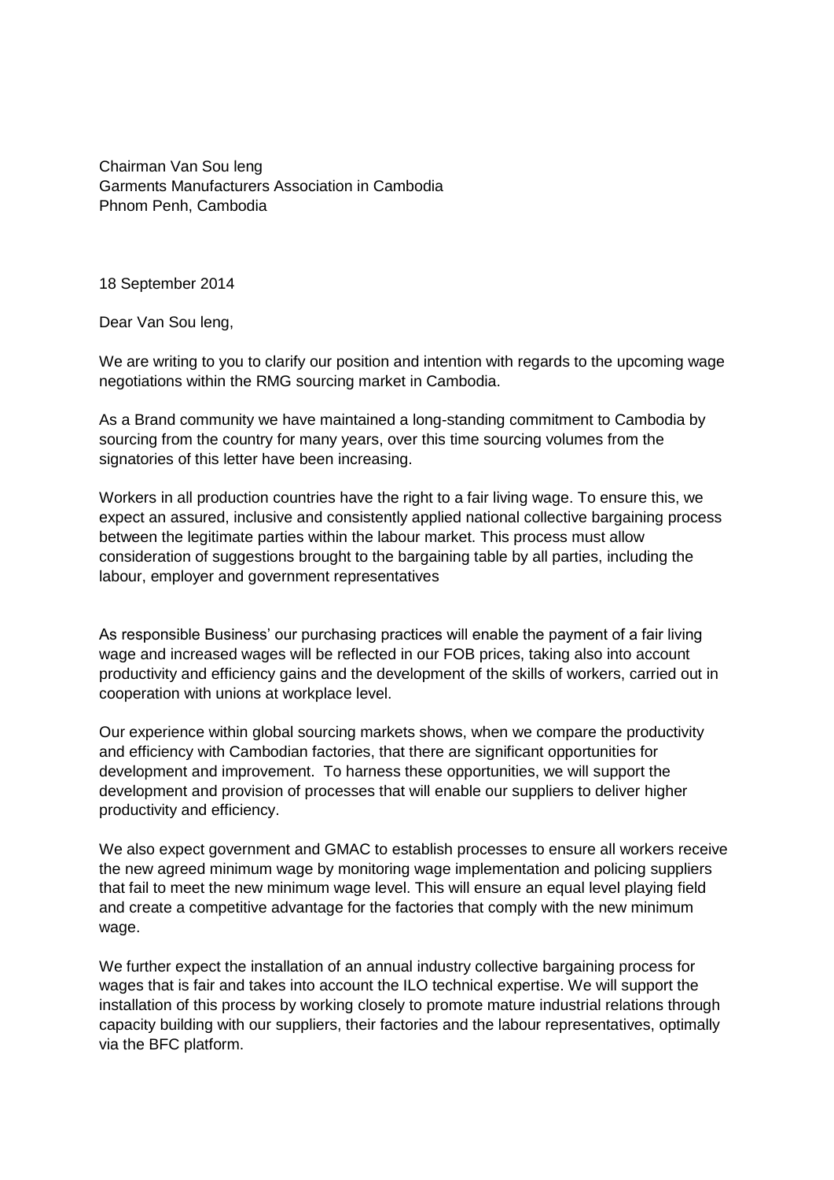Chairman Van Sou Ieng
Garments Manufacturers Association in Cambodia
Phnom Penh, Cambodia

18 September 2014

Dear Van Sou Ieng,

We are writing to you to clarify our position and intention with regards to the upcoming wage negotiations within the RMG sourcing market in Cambodia.

As a Brand community we have maintained a long-standing commitment to Cambodia by sourcing from the country for many years, over this time sourcing volumes from the signatories of this letter have been increasing.

Workers in all production countries have the right to a fair living wage. To ensure this, we expect an assured, inclusive and consistently applied national collective bargaining process between the legitimate parties within the labour market. This process must allow consideration of suggestions brought to the bargaining table by all parties, including the labour, employer and government representatives

As responsible Business' our purchasing practices will enable the payment of a fair living wage and increased wages will be reflected in our FOB prices, taking also into account productivity and efficiency gains and the development of the skills of workers, carried out in cooperation with unions at workplace level.

Our experience within global sourcing markets shows, when we compare the productivity and efficiency with Cambodian factories, that there are significant opportunities for development and improvement. To harness these opportunities, we will support the development and provision of processes that will enable our suppliers to deliver higher productivity and efficiency.

We also expect government and GMAC to establish processes to ensure all workers receive the new agreed minimum wage by monitoring wage implementation and policing suppliers that fail to meet the new minimum wage level. This will ensure an equal level playing field and create a competitive advantage for the factories that comply with the new minimum wage.

We further expect the installation of an annual industry collective bargaining process for wages that is fair and takes into account the ILO technical expertise. We will support the installation of this process by working closely to promote mature industrial relations through capacity building with our suppliers, their factories and the labour representatives, optimally via the BFC platform.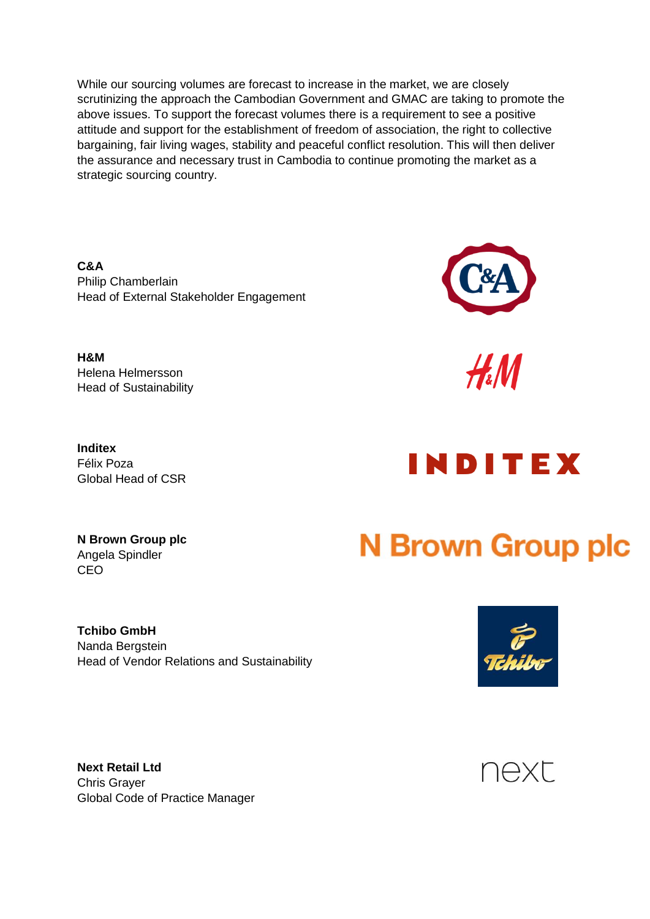While our sourcing volumes are forecast to increase in the market, we are closely scrutinizing the approach the Cambodian Government and GMAC are taking to promote the above issues. To support the forecast volumes there is a requirement to see a positive attitude and support for the establishment of freedom of association, the right to collective bargaining, fair living wages, stability and peaceful conflict resolution. This will then deliver the assurance and necessary trust in Cambodia to continue promoting the market as a strategic sourcing country.

**C&A**
Philip Chamberlain
Head of External Stakeholder Engagement

**H&M**
Helena Helmersson
Head of Sustainability

**Inditex**
Félix Poza
Global Head of CSR

**N Brown Group plc**
Angela Spindler
CEO

**Tchibo GmbH**
Nanda Bergstein
Head of Vendor Relations and Sustainability

**Next Retail Ltd**
Chris Grayer
Global Code of Practice Manager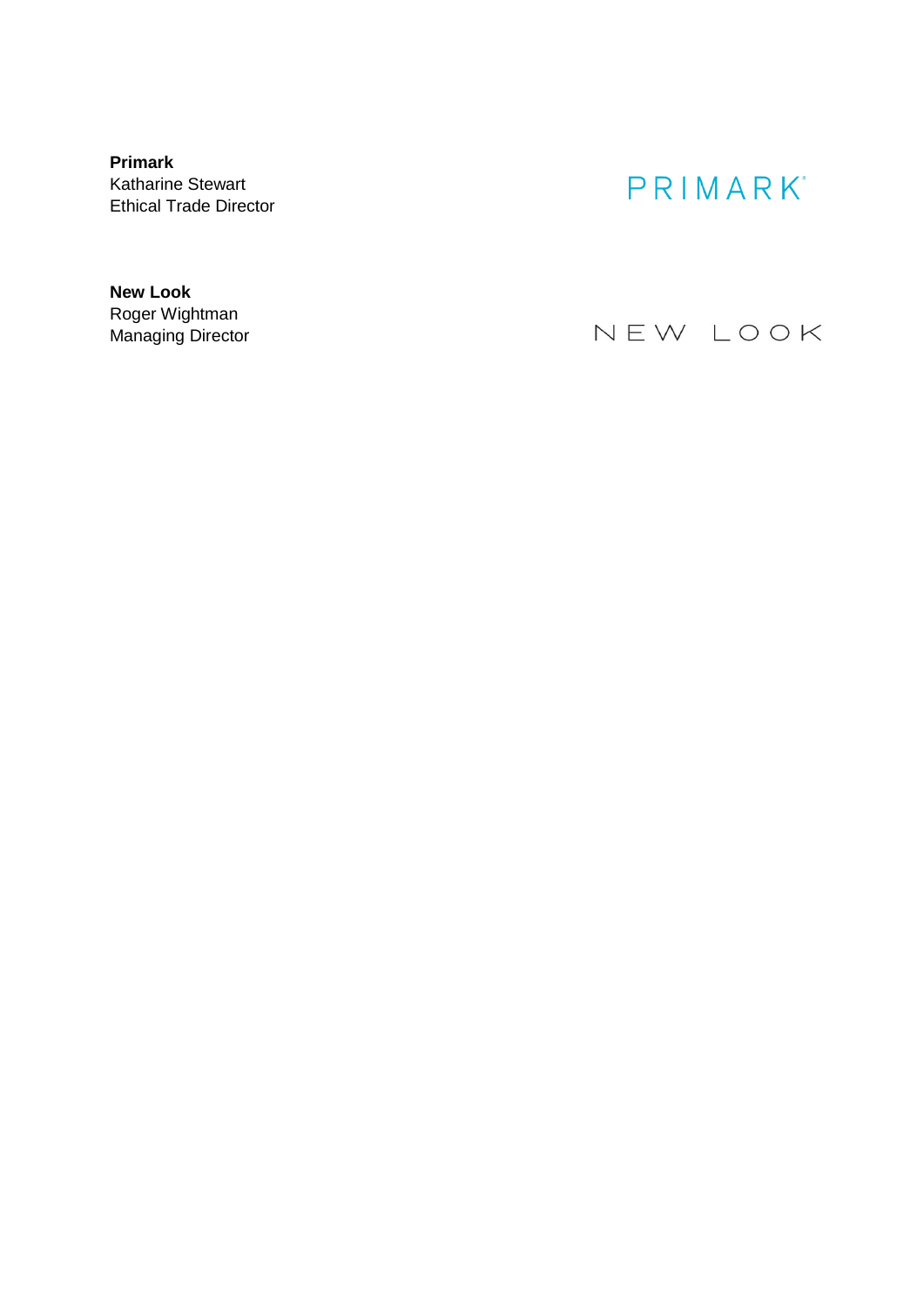**Primark**
Katharine Stewart
Ethical Trade Director

PRIMARK

**New Look**
Roger Wightman
Managing Director

NEW LOOK